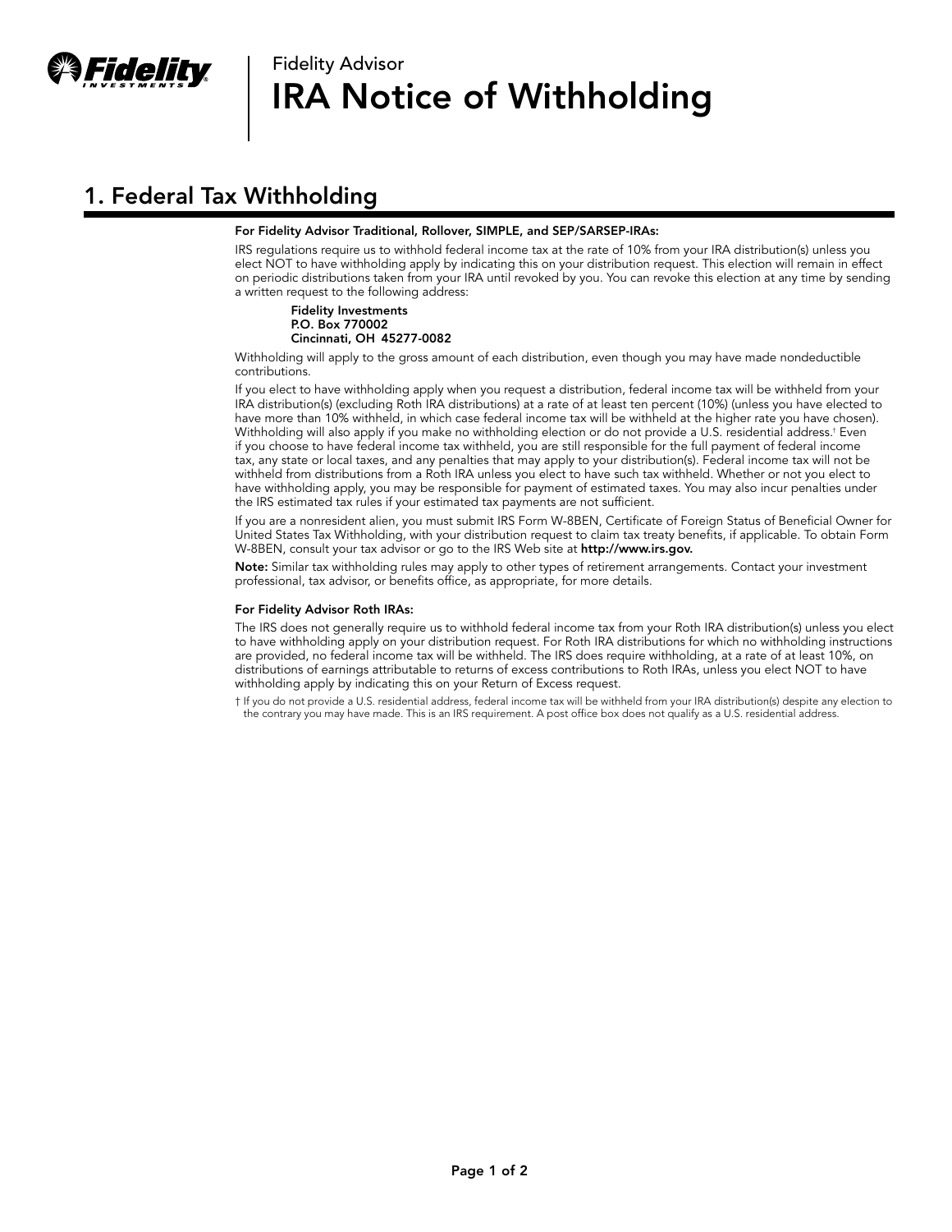Fidelity Advisor

# IRA Notice of Withholding

## 1. Federal Tax Withholding

**For Fidelity Advisor Traditional, Rollover, SIMPLE, and SEP/SARSEP-IRAs:**

IRS regulations require us to withhold federal income tax at the rate of 10% from your IRA distribution(s) unless you elect NOT to have withholding apply by indicating this on your distribution request. This election will remain in effect on periodic distributions taken from your IRA until revoked by you. You can revoke this election at any time by sending a written request to the following address:

**Fidelity Investments**
**P.O. Box 770002**
**Cincinnati, OH 45277-0082**

Withholding will apply to the gross amount of each distribution, even though you may have made nondeductible contributions.

If you elect to have withholding apply when you request a distribution, federal income tax will be withheld from your IRA distribution(s) (excluding Roth IRA distributions) at a rate of at least ten percent (10%) (unless you have elected to have more than 10% withheld, in which case federal income tax will be withheld at the higher rate you have chosen). Withholding will also apply if you make no withholding election or do not provide a U.S. residential address.† Even if you choose to have federal income tax withheld, you are still responsible for the full payment of federal income tax, any state or local taxes, and any penalties that may apply to your distribution(s). Federal income tax will not be withheld from distributions from a Roth IRA unless you elect to have such tax withheld. Whether or not you elect to have withholding apply, you may be responsible for payment of estimated taxes. You may also incur penalties under the IRS estimated tax rules if your estimated tax payments are not sufficient.

If you are a nonresident alien, you must submit IRS Form W-8BEN, Certificate of Foreign Status of Beneficial Owner for United States Tax Withholding, with your distribution request to claim tax treaty benefits, if applicable. To obtain Form W-8BEN, consult your tax advisor or go to the IRS Web site at **http://www.irs.gov.**

**Note:** Similar tax withholding rules may apply to other types of retirement arrangements. Contact your investment professional, tax advisor, or benefits office, as appropriate, for more details.

**For Fidelity Advisor Roth IRAs:**

The IRS does not generally require us to withhold federal income tax from your Roth IRA distribution(s) unless you elect to have withholding apply on your distribution request. For Roth IRA distributions for which no withholding instructions are provided, no federal income tax will be withheld. The IRS does require withholding, at a rate of at least 10%, on distributions of earnings attributable to returns of excess contributions to Roth IRAs, unless you elect NOT to have withholding apply by indicating this on your Return of Excess request.

† If you do not provide a U.S. residential address, federal income tax will be withheld from your IRA distribution(s) despite any election to the contrary you may have made. This is an IRS requirement. A post office box does not qualify as a U.S. residential address.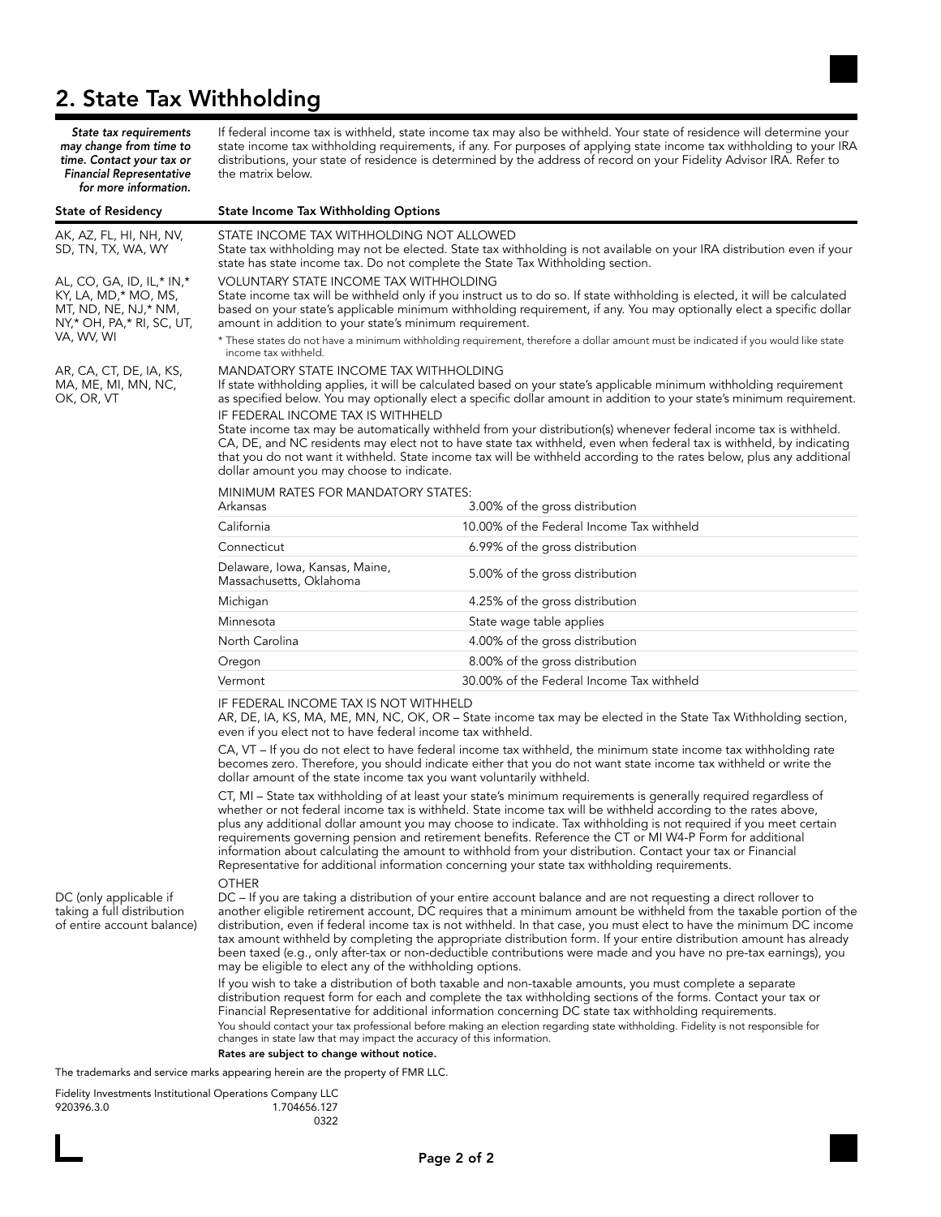## 2. State Tax Withholding

*State tax requirements may change from time to time. Contact your tax or Financial Representative for more information.*

If federal income tax is withheld, state income tax may also be withheld. Your state of residence will determine your state income tax withholding requirements, if any. For purposes of applying state income tax withholding to your IRA distributions, your state of residence is determined by the address of record on your Fidelity Advisor IRA. Refer to the matrix below.

| State of Residency | State Income Tax Withholding Options |
|---|---|
| AK, AZ, FL, HI, NH, NV, SD, TN, TX, WA, WY | STATE INCOME TAX WITHHOLDING NOT ALLOWED<br>State tax withholding may not be elected. State tax withholding is not available on your IRA distribution even if your state has state income tax. Do not complete the State Tax Withholding section. |
| AL, CO, GA, ID, IL,* IN,* KY, LA, MD,* MO, MS, MT, ND, NE, NJ,* NM, NY,* OH, PA,* RI, SC, UT, VA, WV, WI | VOLUNTARY STATE INCOME TAX WITHHOLDING<br>State income tax will be withheld only if you instruct us to do so. If state withholding is elected, it will be calculated based on your state's applicable minimum withholding requirement, if any. You may optionally elect a specific dollar amount in addition to your state's minimum requirement.<br>* These states do not have a minimum withholding requirement, therefore a dollar amount must be indicated if you would like state income tax withheld. |
| AR, CA, CT, DE, IA, KS, MA, ME, MI, MN, NC, OK, OR, VT | MANDATORY STATE INCOME TAX WITHHOLDING<br>If state withholding applies, it will be calculated based on your state's applicable minimum withholding requirement as specified below. You may optionally elect a specific dollar amount in addition to your state's minimum requirement.<br>IF FEDERAL INCOME TAX IS WITHHELD<br>State income tax may be automatically withheld from your distribution(s) whenever federal income tax is withheld. CA, DE, and NC residents may elect not to have state tax withheld, even when federal tax is withheld, by indicating that you do not want it withheld. State income tax will be withheld according to the rates below, plus any additional dollar amount you may choose to indicate. |

MINIMUM RATES FOR MANDATORY STATES:

| | |
|---|---|
| Arkansas | 3.00% of the gross distribution |
| California | 10.00% of the Federal Income Tax withheld |
| Connecticut | 6.99% of the gross distribution |
| Delaware, Iowa, Kansas, Maine, Massachusetts, Oklahoma | 5.00% of the gross distribution |
| Michigan | 4.25% of the gross distribution |
| Minnesota | State wage table applies |
| North Carolina | 4.00% of the gross distribution |
| Oregon | 8.00% of the gross distribution |
| Vermont | 30.00% of the Federal Income Tax withheld |

IF FEDERAL INCOME TAX IS NOT WITHHELD

AR, DE, IA, KS, MA, ME, MN, NC, OK, OR – State income tax may be elected in the State Tax Withholding section, even if you elect not to have federal income tax withheld.

CA, VT – If you do not elect to have federal income tax withheld, the minimum state income tax withholding rate becomes zero. Therefore, you should indicate either that you do not want state income tax withheld or write the dollar amount of the state income tax you want voluntarily withheld.

CT, MI – State tax withholding of at least your state's minimum requirements is generally required regardless of whether or not federal income tax is withheld. State income tax will be withheld according to the rates above, plus any additional dollar amount you may choose to indicate. Tax withholding is not required if you meet certain requirements governing pension and retirement benefits. Reference the CT or MI W4-P Form for additional information about calculating the amount to withhold from your distribution. Contact your tax or Financial Representative for additional information concerning your state tax withholding requirements.

| State of Residency | State Income Tax Withholding Options |
|---|---|
| DC (only applicable if taking a full distribution of entire account balance) | OTHER<br>DC – If you are taking a distribution of your entire account balance and are not requesting a direct rollover to another eligible retirement account, DC requires that a minimum amount be withheld from the taxable portion of the distribution, even if federal income tax is not withheld. In that case, you must elect to have the minimum DC income tax amount withheld by completing the appropriate distribution form. If your entire distribution amount has already been taxed (e.g., only after-tax or non-deductible contributions were made and you have no pre-tax earnings), you may be eligible to elect any of the withholding options.<br>If you wish to take a distribution of both taxable and non-taxable amounts, you must complete a separate distribution request form for each and complete the tax withholding sections of the forms. Contact your tax or Financial Representative for additional information concerning DC state tax withholding requirements. |

You should contact your tax professional before making an election regarding state withholding. Fidelity is not responsible for changes in state law that may impact the accuracy of this information.

**Rates are subject to change without notice.**

The trademarks and service marks appearing herein are the property of FMR LLC.

Fidelity Investments Institutional Operations Company LLC
920396.3.0 1.704656.127
0322